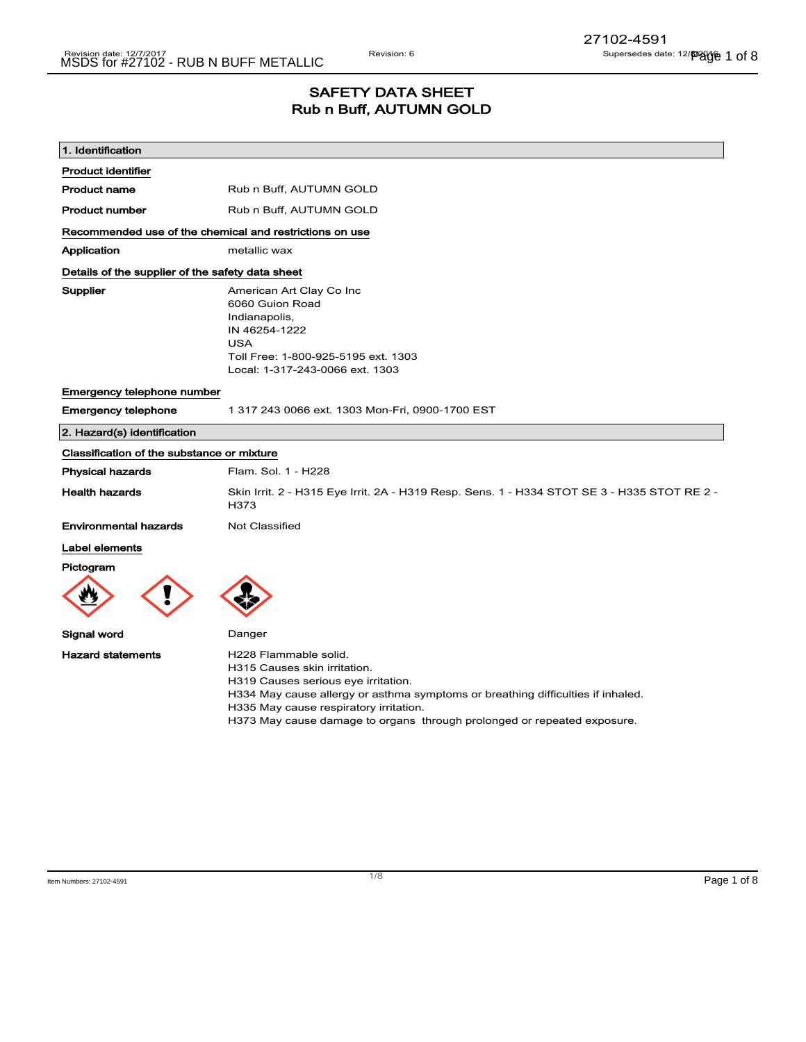# SAFETY DATA SHEET
## Rub n Buff, AUTUMN GOLD

### 1. Identification

**Product identifier**

**Product name** Rub n Buff, AUTUMN GOLD

**Product number** Rub n Buff, AUTUMN GOLD

**Recommended use of the chemical and restrictions on use**

**Application** metallic wax

**Details of the supplier of the safety data sheet**

**Supplier**
American Art Clay Co Inc
6060 Guion Road
Indianapolis,
IN 46254-1222
USA
Toll Free: 1-800-925-5195 ext. 1303
Local: 1-317-243-0066 ext. 1303

**Emergency telephone number**

**Emergency telephone** 1 317 243 0066 ext. 1303 Mon-Fri, 0900-1700 EST

### 2. Hazard(s) identification

**Classification of the substance or mixture**

**Physical hazards** Flam. Sol. 1 - H228

**Health hazards** Skin Irrit. 2 - H315 Eye Irrit. 2A - H319 Resp. Sens. 1 - H334 STOT SE 3 - H335 STOT RE 2 - H373

**Environmental hazards** Not Classified

**Label elements**

**Pictogram**

**Signal word** Danger

**Hazard statements**
H228 Flammable solid.
H315 Causes skin irritation.
H319 Causes serious eye irritation.
H334 May cause allergy or asthma symptoms or breathing difficulties if inhaled.
H335 May cause respiratory irritation.
H373 May cause damage to organs through prolonged or repeated exposure.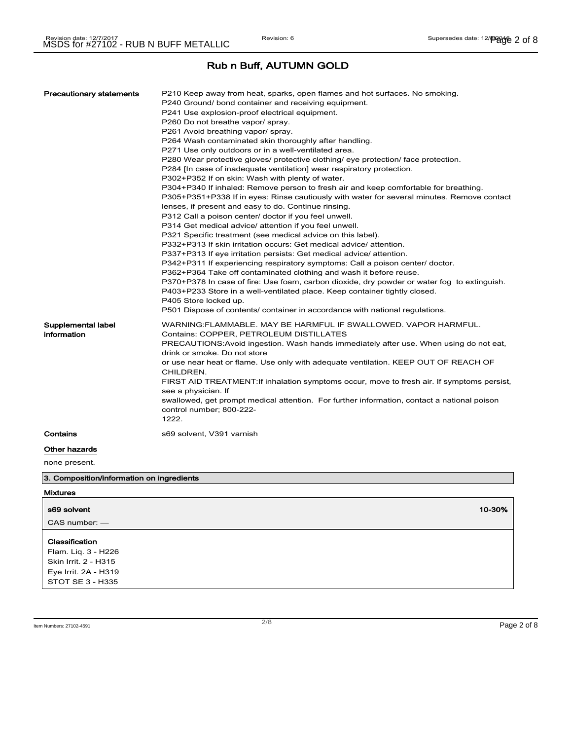## Rub n Buff, AUTUMN GOLD

| | |
|---|---|
| **Precautionary statements** | P210 Keep away from heat, sparks, open flames and hot surfaces. No smoking.<br>P240 Ground/ bond container and receiving equipment.<br>P241 Use explosion-proof electrical equipment.<br>P260 Do not breathe vapor/ spray.<br>P261 Avoid breathing vapor/ spray.<br>P264 Wash contaminated skin thoroughly after handling.<br>P271 Use only outdoors or in a well-ventilated area.<br>P280 Wear protective gloves/ protective clothing/ eye protection/ face protection.<br>P284 [In case of inadequate ventilation] wear respiratory protection.<br>P302+P352 If on skin: Wash with plenty of water.<br>P304+P340 If inhaled: Remove person to fresh air and keep comfortable for breathing.<br>P305+P351+P338 If in eyes: Rinse cautiously with water for several minutes. Remove contact lenses, if present and easy to do. Continue rinsing.<br>P312 Call a poison center/ doctor if you feel unwell.<br>P314 Get medical advice/ attention if you feel unwell.<br>P321 Specific treatment (see medical advice on this label).<br>P332+P313 If skin irritation occurs: Get medical advice/ attention.<br>P337+P313 If eye irritation persists: Get medical advice/ attention.<br>P342+P311 If experiencing respiratory symptoms: Call a poison center/ doctor.<br>P362+P364 Take off contaminated clothing and wash it before reuse.<br>P370+P378 In case of fire: Use foam, carbon dioxide, dry powder or water fog to extinguish.<br>P403+P233 Store in a well-ventilated place. Keep container tightly closed.<br>P405 Store locked up.<br>P501 Dispose of contents/ container in accordance with national regulations. |
| **Supplemental label information** | WARNING:FLAMMABLE. MAY BE HARMFUL IF SWALLOWED. VAPOR HARMFUL.<br>Contains: COPPER, PETROLEUM DISTILLATES<br>PRECAUTIONS:Avoid ingestion. Wash hands immediately after use. When using do not eat, drink or smoke. Do not store<br>or use near heat or flame. Use only with adequate ventilation. KEEP OUT OF REACH OF CHILDREN.<br>FIRST AID TREATMENT:If inhalation symptoms occur, move to fresh air. If symptoms persist, see a physician. If<br>swallowed, get prompt medical attention. For further information, contact a national poison control number; 800-222-<br>1222. |
| **Contains** | s69 solvent, V391 varnish |

**Other hazards**

none present.

### 3. Composition/information on ingredients

**Mixtures**

| **s69 solvent** | **10-30%** |
|---|---|
| CAS number: — | |

**Classification**

Flam. Liq. 3 - H226
Skin Irrit. 2 - H315
Eye Irrit. 2A - H319
STOT SE 3 - H335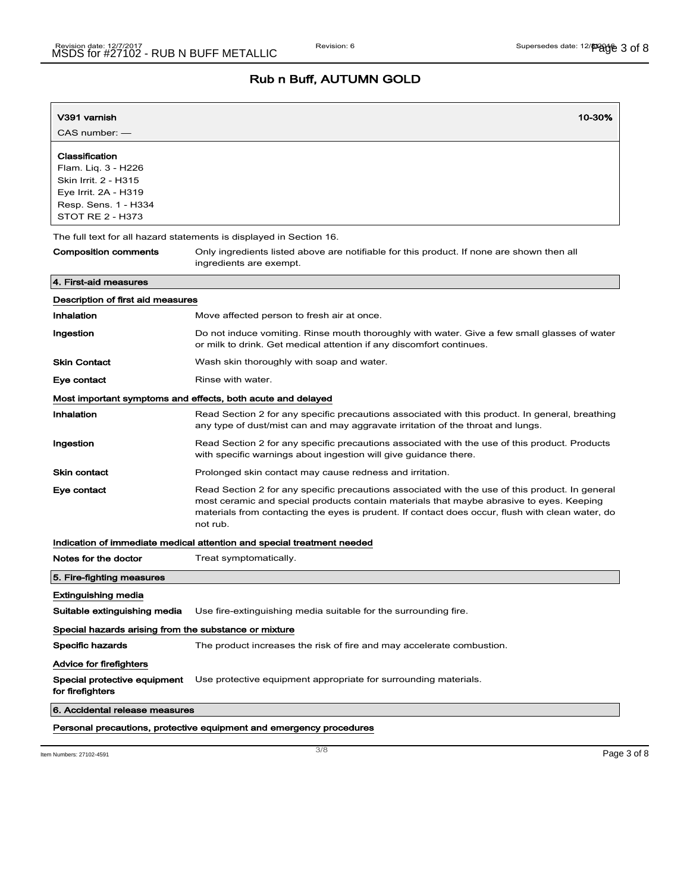# Rub n Buff, AUTUMN GOLD

| V391 varnish | 10-30% |
| --- | --- |
| CAS number: — | |

**Classification**
Flam. Liq. 3 - H226
Skin Irrit. 2 - H315
Eye Irrit. 2A - H319
Resp. Sens. 1 - H334
STOT RE 2 - H373

The full text for all hazard statements is displayed in Section 16.

**Composition comments** Only ingredients listed above are notifiable for this product. If none are shown then all ingredients are exempt.

## 4. First-aid measures

### Description of first aid measures

**Inhalation** Move affected person to fresh air at once.

**Ingestion** Do not induce vomiting. Rinse mouth thoroughly with water. Give a few small glasses of water or milk to drink. Get medical attention if any discomfort continues.

**Skin Contact** Wash skin thoroughly with soap and water.

**Eye contact** Rinse with water.

### Most important symptoms and effects, both acute and delayed

**Inhalation** Read Section 2 for any specific precautions associated with this product. In general, breathing any type of dust/mist can and may aggravate irritation of the throat and lungs.

**Ingestion** Read Section 2 for any specific precautions associated with the use of this product. Products with specific warnings about ingestion will give guidance there.

**Skin contact** Prolonged skin contact may cause redness and irritation.

**Eye contact** Read Section 2 for any specific precautions associated with the use of this product. In general most ceramic and special products contain materials that maybe abrasive to eyes. Keeping materials from contacting the eyes is prudent. If contact does occur, flush with clean water, do not rub.

### Indication of immediate medical attention and special treatment needed

**Notes for the doctor** Treat symptomatically.

## 5. Fire-fighting measures

### Extinguishing media

**Suitable extinguishing media** Use fire-extinguishing media suitable for the surrounding fire.

### Special hazards arising from the substance or mixture

**Specific hazards** The product increases the risk of fire and may accelerate combustion.

### Advice for firefighters

**Special protective equipment for firefighters** Use protective equipment appropriate for surrounding materials.

## 6. Accidental release measures

### Personal precautions, protective equipment and emergency procedures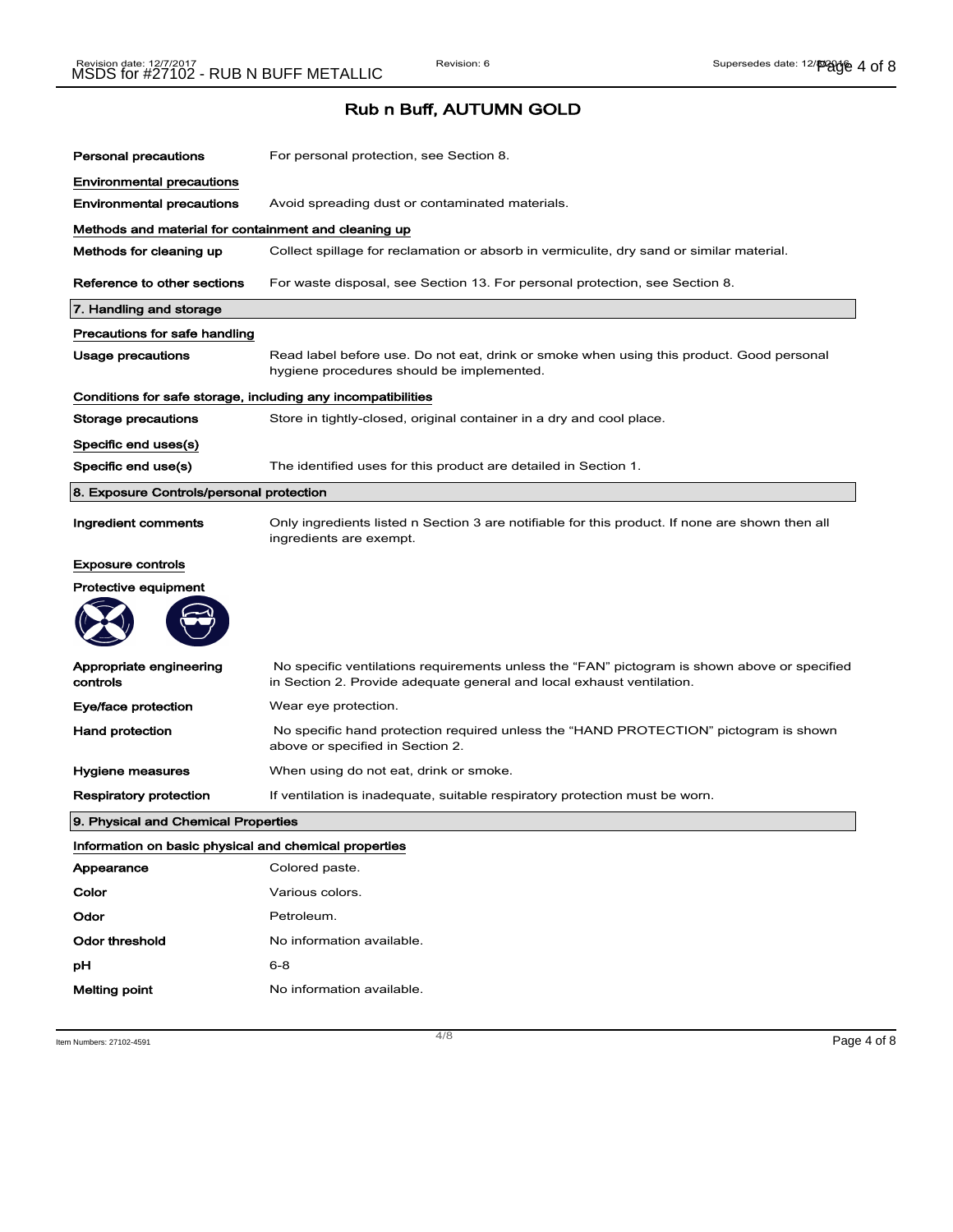# Rub n Buff, AUTUMN GOLD

**Personal precautions** For personal protection, see Section 8.

**Environmental precautions**

**Environmental precautions** Avoid spreading dust or contaminated materials.

**Methods and material for containment and cleaning up**

**Methods for cleaning up** Collect spillage for reclamation or absorb in vermiculite, dry sand or similar material.

**Reference to other sections** For waste disposal, see Section 13. For personal protection, see Section 8.

## 7. Handling and storage

**Precautions for safe handling**

**Usage precautions** Read label before use. Do not eat, drink or smoke when using this product. Good personal hygiene procedures should be implemented.

**Conditions for safe storage, including any incompatibilities**

**Storage precautions** Store in tightly-closed, original container in a dry and cool place.

**Specific end uses(s)**

**Specific end use(s)** The identified uses for this product are detailed in Section 1.

## 8. Exposure Controls/personal protection

**Ingredient comments** Only ingredients listed n Section 3 are notifiable for this product. If none are shown then all ingredients are exempt.

**Exposure controls**

**Protective equipment**

**Appropriate engineering controls** No specific ventilations requirements unless the "FAN" pictogram is shown above or specified in Section 2. Provide adequate general and local exhaust ventilation.

**Eye/face protection** Wear eye protection.

**Hand protection** No specific hand protection required unless the "HAND PROTECTION" pictogram is shown above or specified in Section 2.

**Hygiene measures** When using do not eat, drink or smoke.

**Respiratory protection** If ventilation is inadequate, suitable respiratory protection must be worn.

## 9. Physical and Chemical Properties

**Information on basic physical and chemical properties**

| | |
|---|---|
| **Appearance** | Colored paste. |
| **Color** | Various colors. |
| **Odor** | Petroleum. |
| **Odor threshold** | No information available. |
| **pH** | 6-8 |
| **Melting point** | No information available. |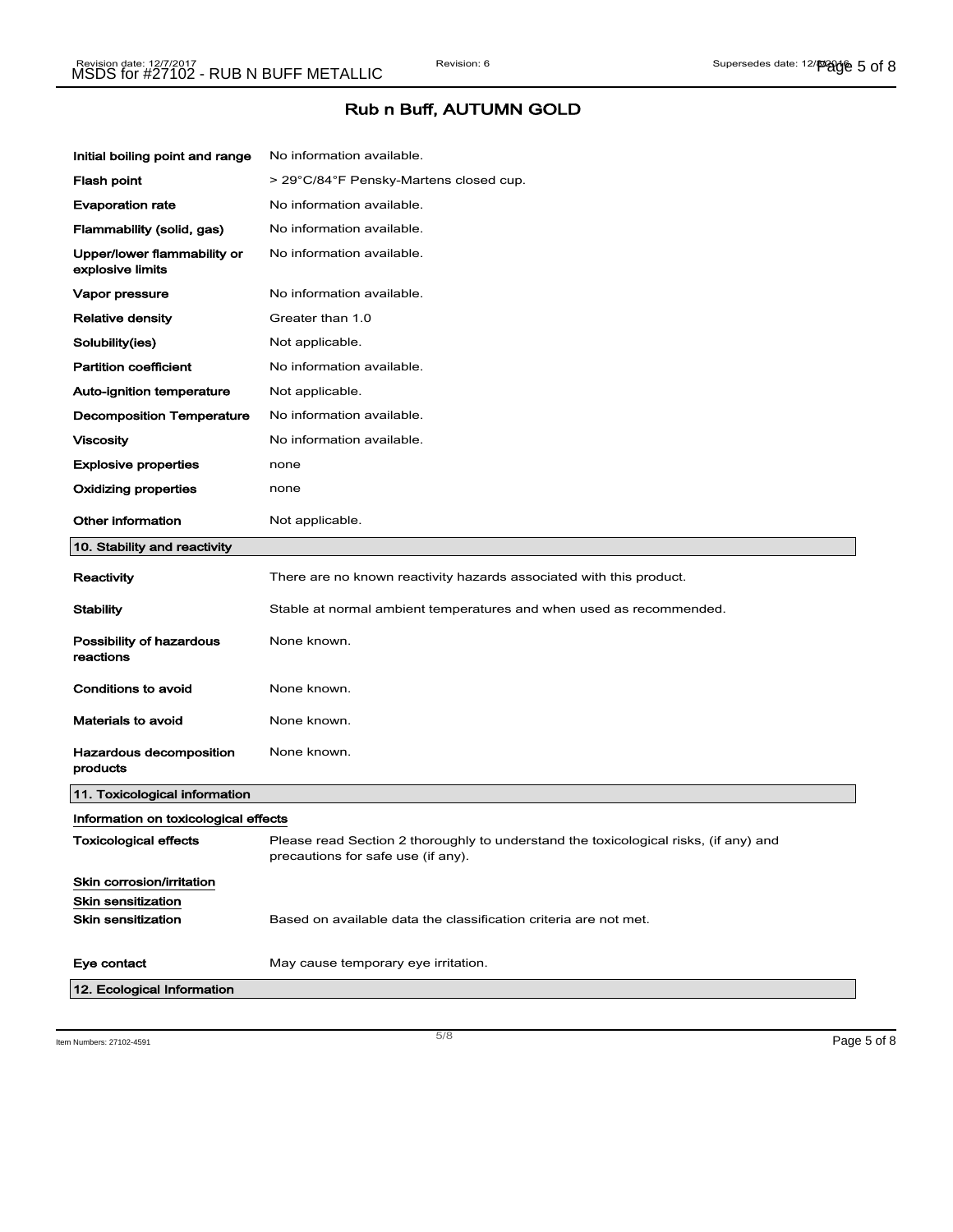## Rub n Buff, AUTUMN GOLD

| | |
|---|---|
| **Initial boiling point and range** | No information available. |
| **Flash point** | > 29°C/84°F Pensky-Martens closed cup. |
| **Evaporation rate** | No information available. |
| **Flammability (solid, gas)** | No information available. |
| **Upper/lower flammability or explosive limits** | No information available. |
| **Vapor pressure** | No information available. |
| **Relative density** | Greater than 1.0 |
| **Solubility(ies)** | Not applicable. |
| **Partition coefficient** | No information available. |
| **Auto-ignition temperature** | Not applicable. |
| **Decomposition Temperature** | No information available. |
| **Viscosity** | No information available. |
| **Explosive properties** | none |
| **Oxidizing properties** | none |
| **Other information** | Not applicable. |

## 10. Stability and reactivity

| | |
|---|---|
| **Reactivity** | There are no known reactivity hazards associated with this product. |
| **Stability** | Stable at normal ambient temperatures and when used as recommended. |
| **Possibility of hazardous reactions** | None known. |
| **Conditions to avoid** | None known. |
| **Materials to avoid** | None known. |
| **Hazardous decomposition products** | None known. |

## 11. Toxicological information

**Information on toxicological effects**

**Toxicological effects** Please read Section 2 thoroughly to understand the toxicological risks, (if any) and precautions for safe use (if any).

**Skin corrosion/irritation**

**Skin sensitization**

**Skin sensitization** Based on available data the classification criteria are not met.

**Eye contact** May cause temporary eye irritation.

## 12. Ecological Information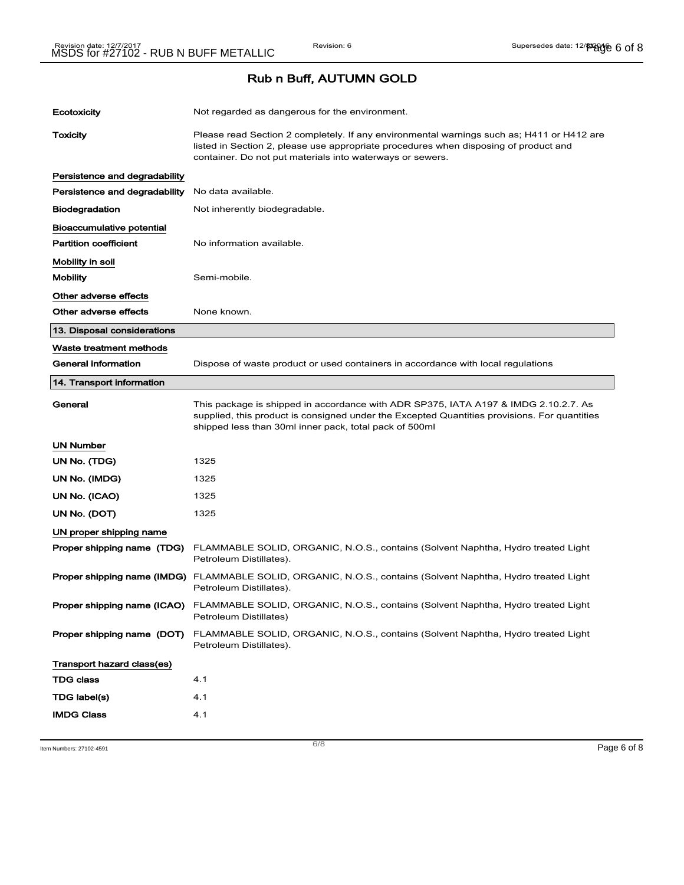## Rub n Buff, AUTUMN GOLD

| | |
|---|---|
| **Ecotoxicity** | Not regarded as dangerous for the environment. |
| **Toxicity** | Please read Section 2 completely. If any environmental warnings such as; H411 or H412 are listed in Section 2, please use appropriate procedures when disposing of product and container. Do not put materials into waterways or sewers. |

**Persistence and degradability**

| | |
|---|---|
| **Persistence and degradability** | No data available. |
| **Biodegradation** | Not inherently biodegradable. |

**Bioaccumulative potential**

| | |
|---|---|
| **Partition coefficient** | No information available. |

**Mobility in soil**

| | |
|---|---|
| **Mobility** | Semi-mobile. |

**Other adverse effects**

| | |
|---|---|
| **Other adverse effects** | None known. |

### 13. Disposal considerations

**Waste treatment methods**

| | |
|---|---|
| **General information** | Dispose of waste product or used containers in accordance with local regulations |

### 14. Transport information

| | |
|---|---|
| **General** | This package is shipped in accordance with ADR SP375, IATA A197 & IMDG 2.10.2.7. As supplied, this product is consigned under the Excepted Quantities provisions. For quantities shipped less than 30ml inner pack, total pack of 500ml |

**UN Number**

| | |
|---|---|
| **UN No. (TDG)** | 1325 |
| **UN No. (IMDG)** | 1325 |
| **UN No. (ICAO)** | 1325 |
| **UN No. (DOT)** | 1325 |

**UN proper shipping name**

| | |
|---|---|
| **Proper shipping name (TDG)** | FLAMMABLE SOLID, ORGANIC, N.O.S., contains (Solvent Naphtha, Hydro treated Light Petroleum Distillates). |
| **Proper shipping name (IMDG)** | FLAMMABLE SOLID, ORGANIC, N.O.S., contains (Solvent Naphtha, Hydro treated Light Petroleum Distillates). |
| **Proper shipping name (ICAO)** | FLAMMABLE SOLID, ORGANIC, N.O.S., contains (Solvent Naphtha, Hydro treated Light Petroleum Distillates) |
| **Proper shipping name (DOT)** | FLAMMABLE SOLID, ORGANIC, N.O.S., contains (Solvent Naphtha, Hydro treated Light Petroleum Distillates). |

**Transport hazard class(es)**

| | |
|---|---|
| **TDG class** | 4.1 |
| **TDG label(s)** | 4.1 |
| **IMDG Class** | 4.1 |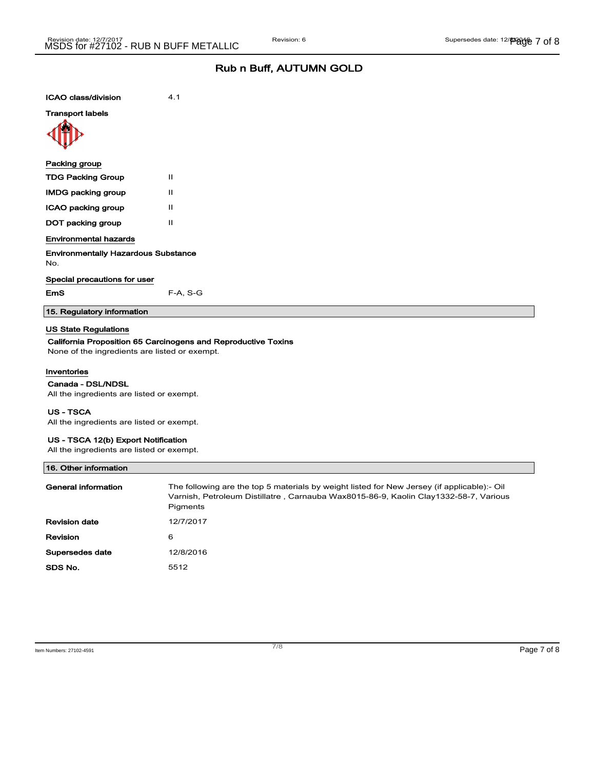## Rub n Buff, AUTUMN GOLD

**ICAO class/division** 4.1

**Transport labels**

**Packing group**

| | |
|---|---|
| **TDG Packing Group** | II |
| **IMDG packing group** | II |
| **ICAO packing group** | II |
| **DOT packing group** | II |

**Environmental hazards**

**Environmentally Hazardous Substance**
No.

**Special precautions for user**

**EmS** F-A, S-G

## 15. Regulatory information

**US State Regulations**

**California Proposition 65 Carcinogens and Reproductive Toxins**
None of the ingredients are listed or exempt.

**Inventories**

**Canada - DSL/NDSL**
All the ingredients are listed or exempt.

**US - TSCA**
All the ingredients are listed or exempt.

**US - TSCA 12(b) Export Notification**
All the ingredients are listed or exempt.

## 16. Other information

| | |
|---|---|
| **General information** | The following are the top 5 materials by weight listed for New Jersey (if applicable):- Oil Varnish, Petroleum Distillatre , Carnauba Wax8015-86-9, Kaolin Clay1332-58-7, Various Pigments |
| **Revision date** | 12/7/2017 |
| **Revision** | 6 |
| **Supersedes date** | 12/8/2016 |
| **SDS No.** | 5512 |

Item Numbers: 27102-4591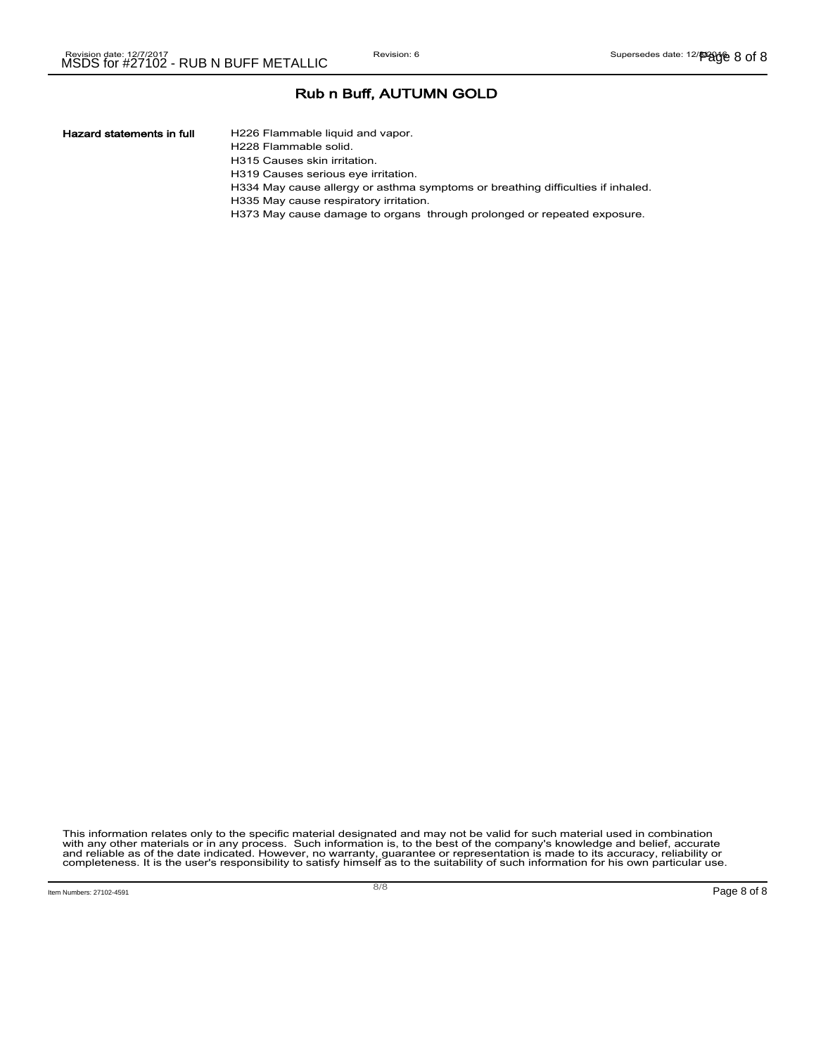## Rub n Buff, AUTUMN GOLD

**Hazard statements in full**

H226 Flammable liquid and vapor.
H228 Flammable solid.
H315 Causes skin irritation.
H319 Causes serious eye irritation.
H334 May cause allergy or asthma symptoms or breathing difficulties if inhaled.
H335 May cause respiratory irritation.
H373 May cause damage to organs through prolonged or repeated exposure.

This information relates only to the specific material designated and may not be valid for such material used in combination with any other materials or in any process. Such information is, to the best of the company's knowledge and belief, accurate and reliable as of the date indicated. However, no warranty, guarantee or representation is made to its accuracy, reliability or completeness. It is the user's responsibility to satisfy himself as to the suitability of such information for his own particular use.

Item Numbers: 27102-4591